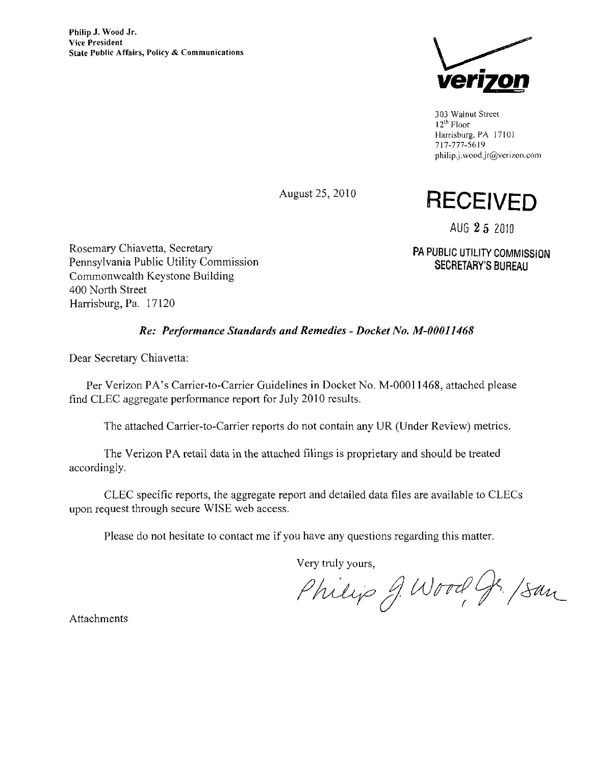**Philip J. Wood Jr.**
**Vice President**
**State Public Affairs, Policy & Communications**

verizon

303 Walnut Street
12th Floor
Harrisburg, PA 17101
717-777-5619
philip.j.wood.jr@verizon.com

August 25, 2010

**RECEIVED**

AUG 25 2010

**PA PUBLIC UTILITY COMMISSION**
**SECRETARY'S BUREAU**

Rosemary Chiavetta, Secretary
Pennsylvania Public Utility Commission
Commonwealth Keystone Building
400 North Street
Harrisburg, Pa. 17120

***Re: Performance Standards and Remedies - Docket No. M-00011468***

Dear Secretary Chiavetta:

Per Verizon PA's Carrier-to-Carrier Guidelines in Docket No. M-00011468, attached please find CLEC aggregate performance report for July 2010 results.

The attached Carrier-to-Carrier reports do not contain any UR (Under Review) metrics.

The Verizon PA retail data in the attached filings is proprietary and should be treated accordingly.

CLEC specific reports, the aggregate report and detailed data files are available to CLECs upon request through secure WISE web access.

Please do not hesitate to contact me if you have any questions regarding this matter.

Very truly yours,

Philip J. Wood Jr. /sun

Attachments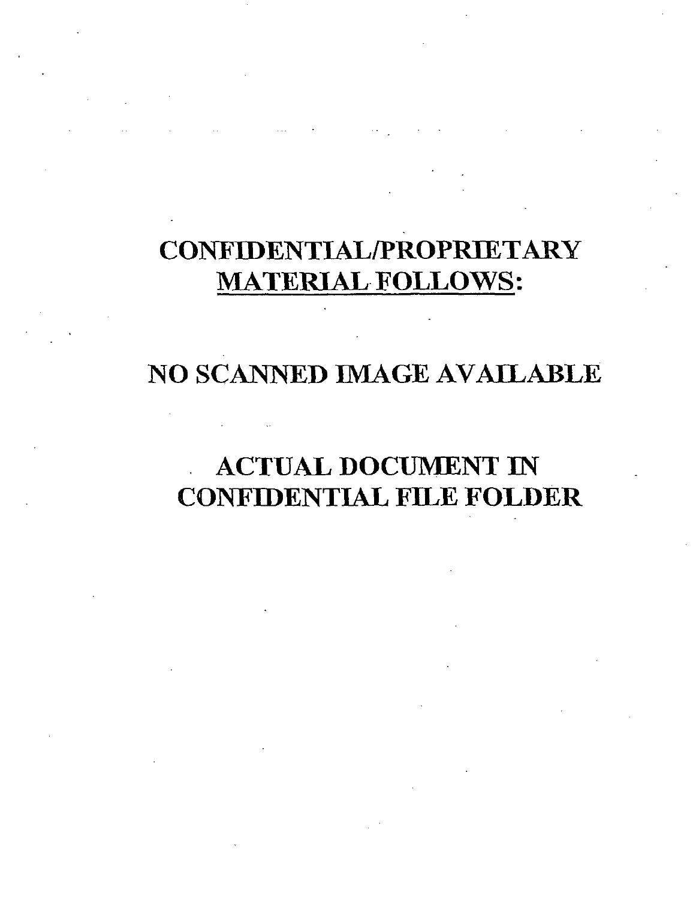# CONFIDENTIAL/PROPRIETARY <u>MATERIAL FOLLOWS</u>:

# NO SCANNED IMAGE AVAILABLE

# ACTUAL DOCUMENT IN CONFIDENTIAL FILE FOLDER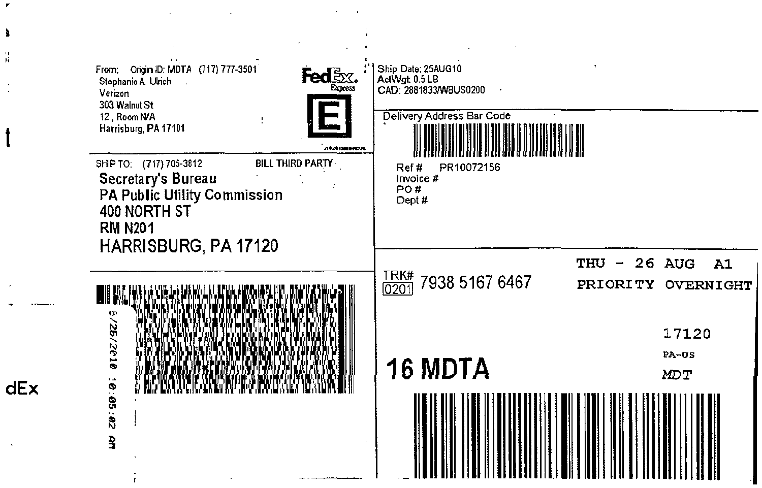From: Origin ID: MDTA (717) 777-3501
Stephanie A. Ulrich
Verizon
303 Walnut St
12 , Room N/A
Harrisburg, PA 17101

FedEx Express

E

Ship Date: 25AUG10
ActWgt: 0.5 LB
CAD: 2881833/WBUS0200

SHIP TO: (717) 705-3812 BILL THIRD PARTY

Secretary's Bureau
PA Public Utility Commission
400 NORTH ST
RM N201
HARRISBURG, PA 17120

Delivery Address Bar Code

Ref # PR10072156
Invoice #
PO #
Dept #

8/26/2010 10:05:02 AM

TRK# 7938 5167 6467
0201

THU - 26 AUG A1
PRIORITY OVERNIGHT

17120
PA-US
MDT

16 MDTA

dEx